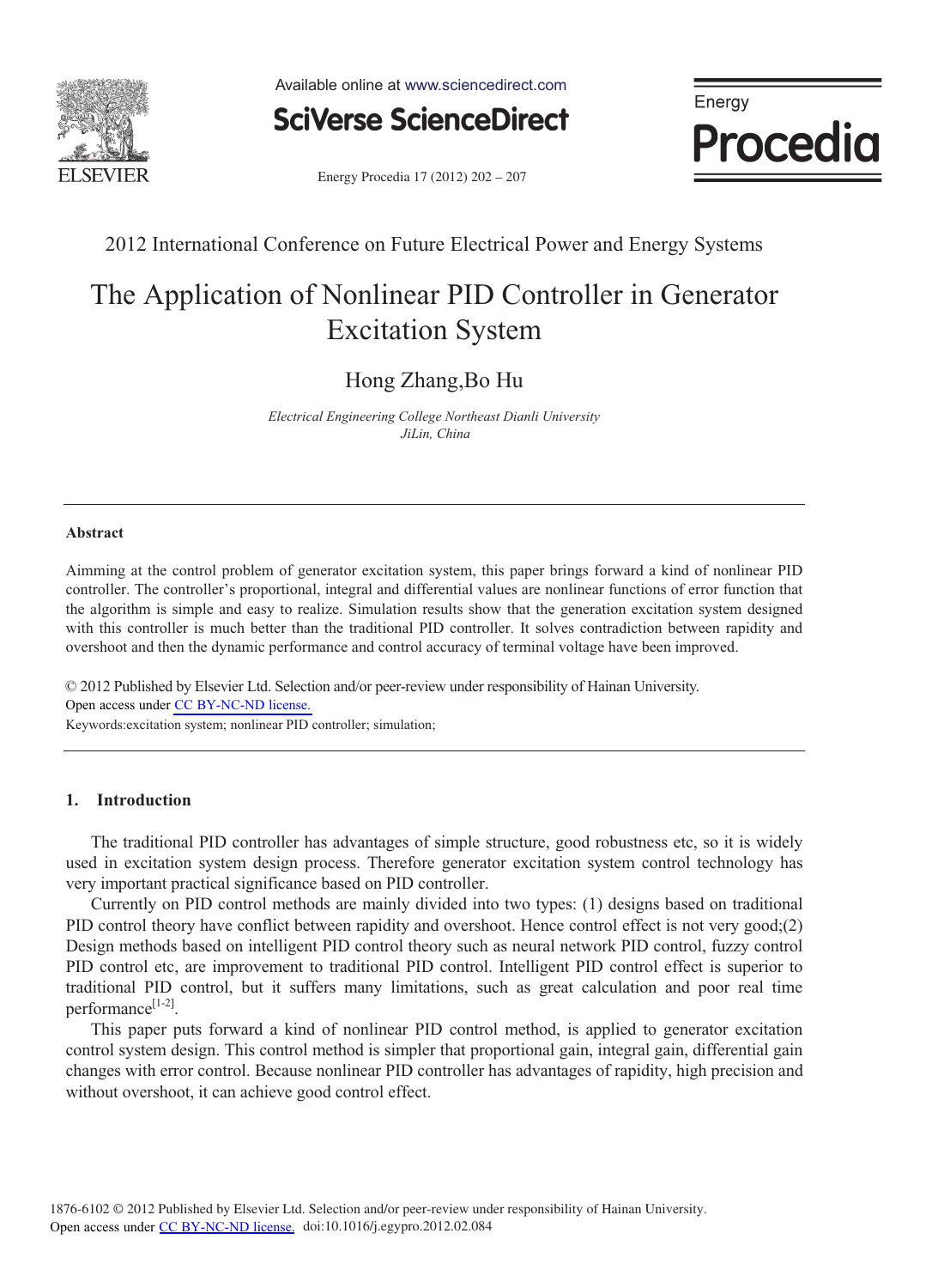2012 International Conference on Future Electrical Power and Energy Systems

# The Application of Nonlinear PID Controller in Generator Excitation System

Hong Zhang,Bo Hu

*Electrical Engineering College Northeast Dianli University*
*JiLin, China*

---

### Abstract

Aimming at the control problem of generator excitation system, this paper brings forward a kind of nonlinear PID controller. The controller's proportional, integral and differential values are nonlinear functions of error function that the algorithm is simple and easy to realize. Simulation results show that the generation excitation system designed with this controller is much better than the traditional PID controller. It solves contradiction between rapidity and overshoot and then the dynamic performance and control accuracy of terminal voltage have been improved.

© 2012 Published by Elsevier Ltd. Selection and/or peer-review under responsibility of Hainan University.
Open access under CC BY-NC-ND license.

Keywords:excitation system; nonlinear PID controller; simulation;

---

## 1. Introduction

The traditional PID controller has advantages of simple structure, good robustness etc, so it is widely used in excitation system design process. Therefore generator excitation system control technology has very important practical significance based on PID controller.

Currently on PID control methods are mainly divided into two types: (1) designs based on traditional PID control theory have conflict between rapidity and overshoot. Hence control effect is not very good;(2) Design methods based on intelligent PID control theory such as neural network PID control, fuzzy control PID control etc, are improvement to traditional PID control. Intelligent PID control effect is superior to traditional PID control, but it suffers many limitations, such as great calculation and poor real time performance[1-2].

This paper puts forward a kind of nonlinear PID control method, is applied to generator excitation control system design. This control method is simpler that proportional gain, integral gain, differential gain changes with error control. Because nonlinear PID controller has advantages of rapidity, high precision and without overshoot, it can achieve good control effect.

1876-6102 © 2012 Published by Elsevier Ltd. Selection and/or peer-review under responsibility of Hainan University.
Open access under CC BY-NC-ND license. doi:10.1016/j.egypro.2012.02.084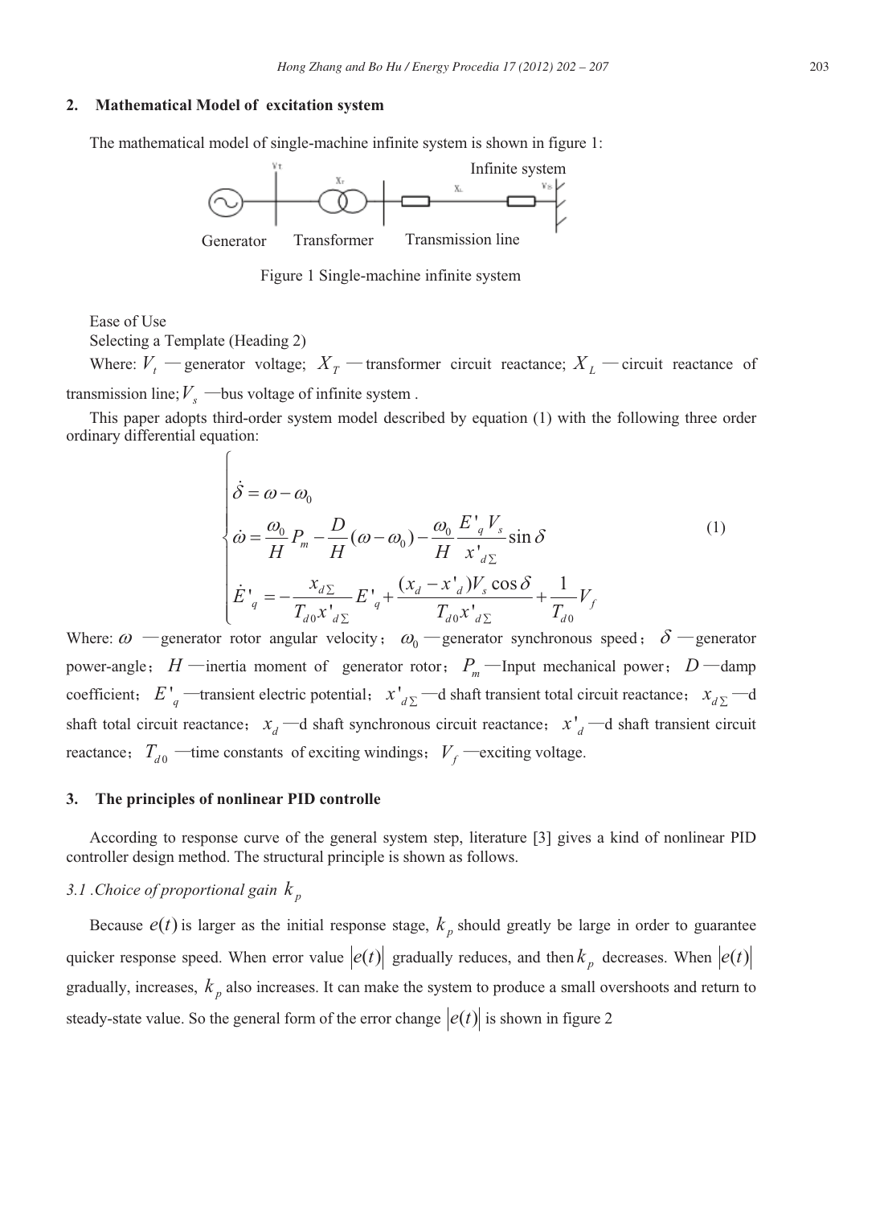## 2. Mathematical Model of excitation system

The mathematical model of single-machine infinite system is shown in figure 1:

Vt

XT

Infinite system

XL

VS

Generator

Transformer

Transmission line

Figure 1 Single-machine infinite system

Ease of Use

Selecting a Template (Heading 2)

Where: $V_t$ —generator voltage; $X_T$ —transformer circuit reactance; $X_L$ —circuit reactance of transmission line; $V_s$ —bus voltage of infinite system .

This paper adopts third-order system model described by equation (1) with the following three order ordinary differential equation:

$$
\begin{cases}
\dot{\delta} = \omega - \omega_0 \\
\dot{\omega} = \dfrac{\omega_0}{H} P_m - \dfrac{D}{H}(\omega - \omega_0) - \dfrac{\omega_0}{H} \dfrac{E'_q V_s}{x'_{d\Sigma}} \sin\delta \\
\dot{E}'_q = -\dfrac{x_{d\Sigma}}{T_{d0} x'_{d\Sigma}} E'_q + \dfrac{(x_d - x'_d) V_s \cos\delta}{T_{d0} x'_{d\Sigma}} + \dfrac{1}{T_{d0}} V_f
\end{cases}
\tag{1}
$$

Where: $\omega$ —generator rotor angular velocity; $\omega_0$ —generator synchronous speed; $\delta$ —generator power-angle; $H$ —inertia moment of generator rotor; $P_m$ —Input mechanical power; $D$ —damp coefficient; $E'_q$ —transient electric potential; $x'_{d\Sigma}$ —d shaft transient total circuit reactance; $x_{d\Sigma}$ —d shaft total circuit reactance; $x_d$ —d shaft synchronous circuit reactance; $x'_d$ —d shaft transient circuit reactance; $T_{d0}$ —time constants of exciting windings; $V_f$ —exciting voltage.

## 3. The principles of nonlinear PID controlle

According to response curve of the general system step, literature [3] gives a kind of nonlinear PID controller design method. The structural principle is shown as follows.

### *3.1 .Choice of proportional gain $k_p$*

Because $e(t)$ is larger as the initial response stage, $k_p$ should greatly be large in order to guarantee quicker response speed. When error value $|e(t)|$ gradually reduces, and then $k_p$ decreases. When $|e(t)|$ gradually, increases, $k_p$ also increases. It can make the system to produce a small overshoots and return to steady-state value. So the general form of the error change $|e(t)|$ is shown in figure 2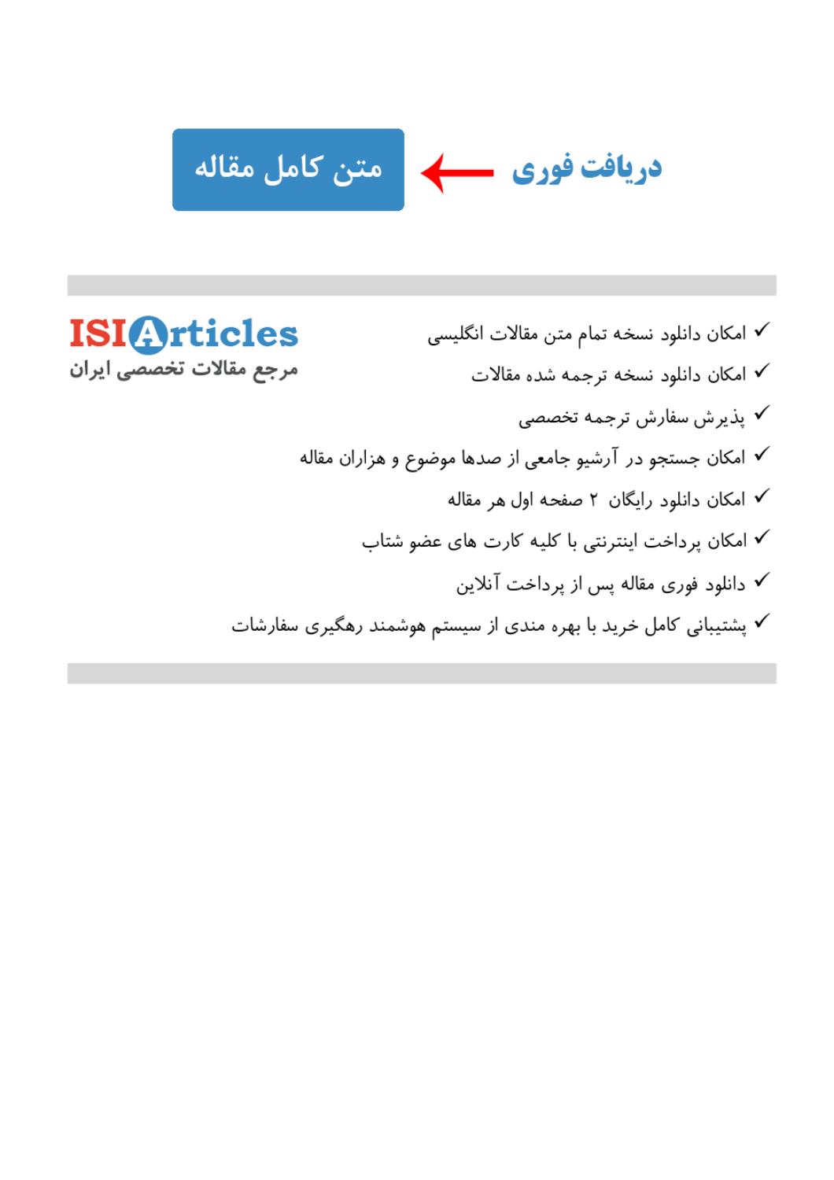دریافت فوری ← **متن کامل مقاله**

**ISIArticles**
مرجع مقالات تخصصی ایران

- ✓ امکان دانلود نسخه تمام متن مقالات انگلیسی
- ✓ امکان دانلود نسخه ترجمه شده مقالات
- ✓ پذیرش سفارش ترجمه تخصصی
- ✓ امکان جستجو در آرشیو جامعی از صدها موضوع و هزاران مقاله
- ✓ امکان دانلود رایگان ۲ صفحه اول هر مقاله
- ✓ امکان پرداخت اینترنتی با کلیه کارت های عضو شتاب
- ✓ دانلود فوری مقاله پس از پرداخت آنلاین
- ✓ پشتیبانی کامل خرید با بهره مندی از سیستم هوشمند رهگیری سفارشات